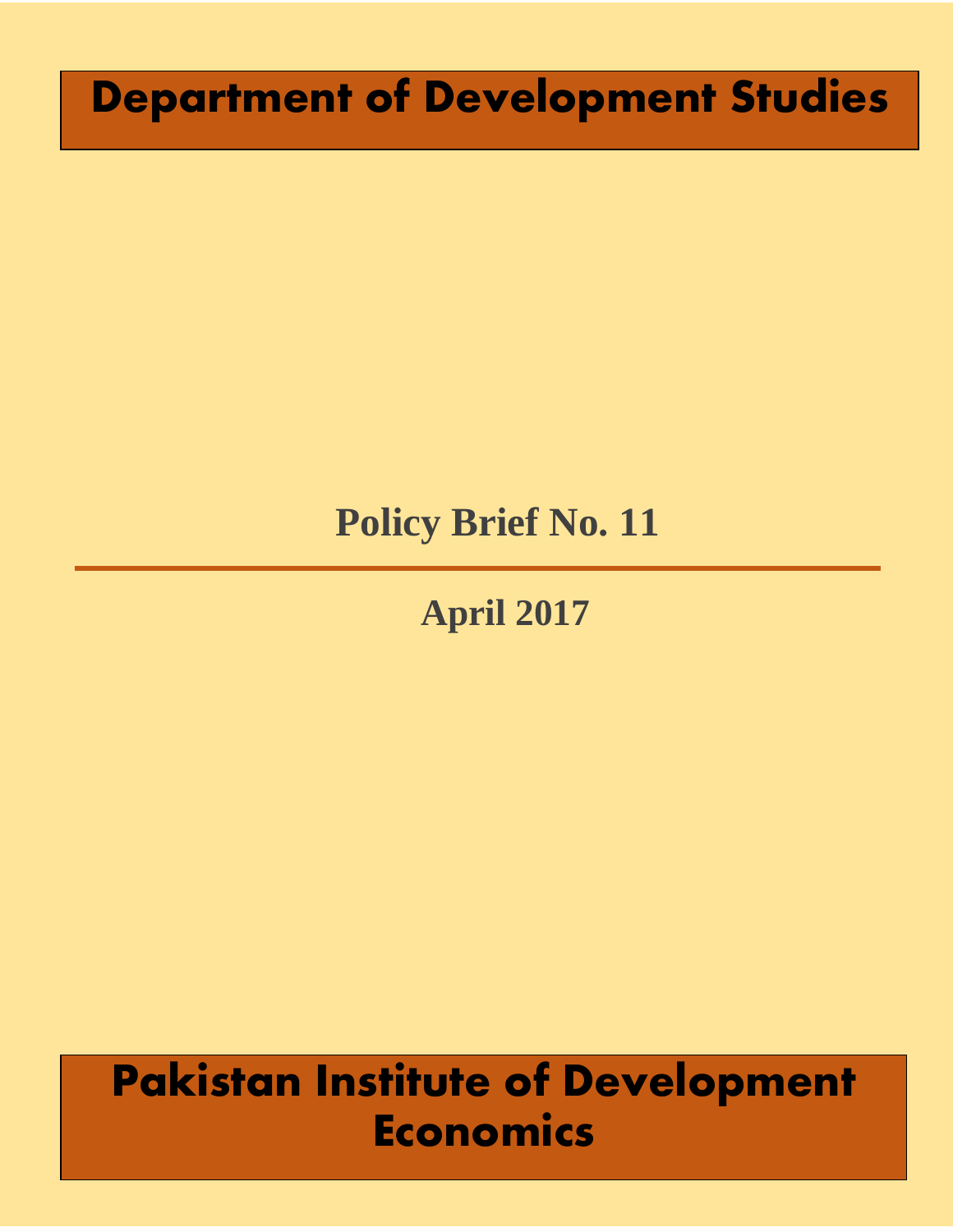# Department of Development Studies

## Policy Brief No. 11

---

**April 2017**

# Pakistan Institute of Development Economics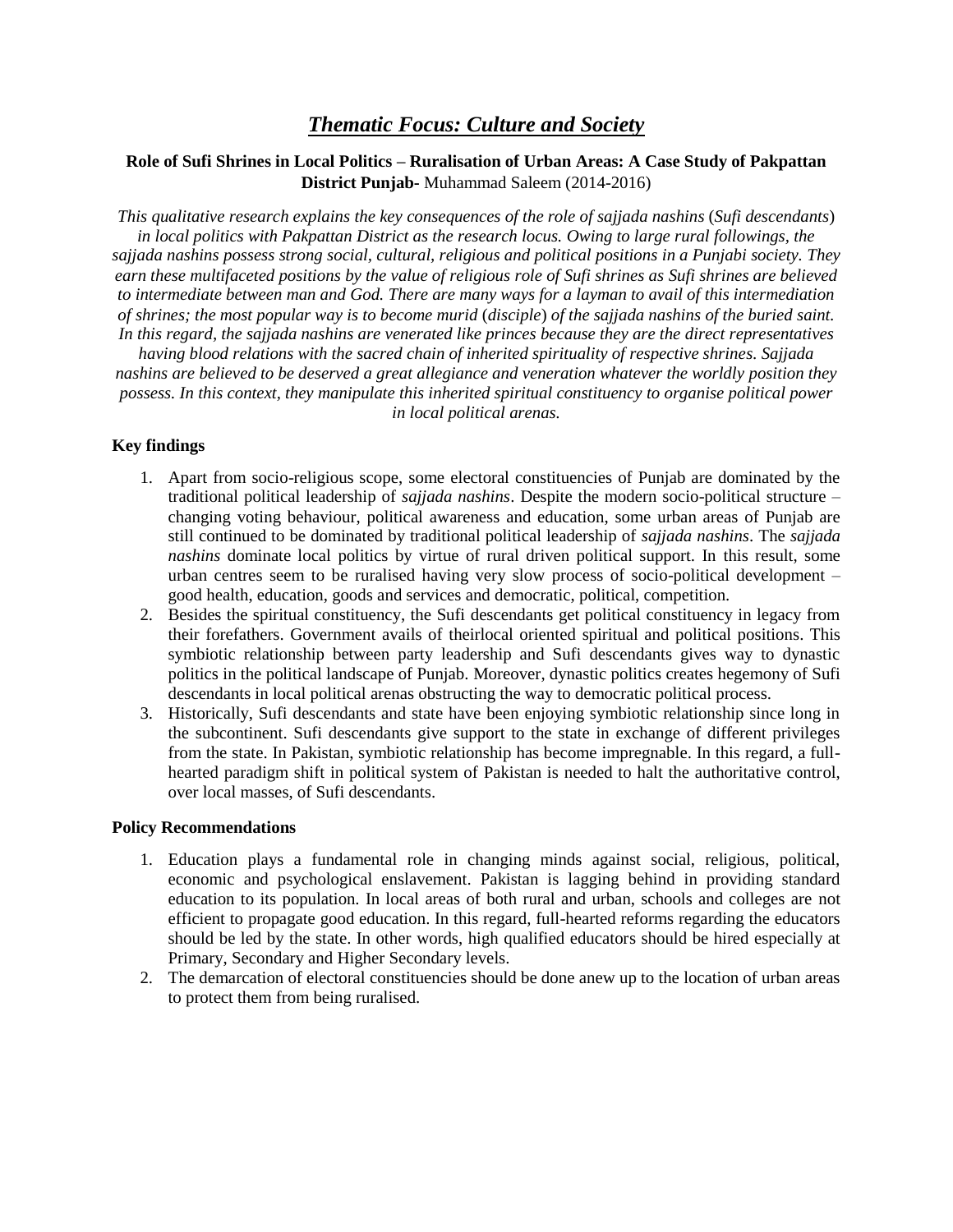# ***Thematic Focus: Culture and Society***

**Role of Sufi Shrines in Local Politics – Ruralisation of Urban Areas: A Case Study of Pakpattan District Punjab-** Muhammad Saleem (2014-2016)

*This qualitative research explains the key consequences of the role of sajjada nashins (Sufi descendants) in local politics with Pakpattan District as the research locus. Owing to large rural followings, the sajjada nashins possess strong social, cultural, religious and political positions in a Punjabi society. They earn these multifaceted positions by the value of religious role of Sufi shrines as Sufi shrines are believed to intermediate between man and God. There are many ways for a layman to avail of this intermediation of shrines; the most popular way is to become murid (disciple) of the sajjada nashins of the buried saint. In this regard, the sajjada nashins are venerated like princes because they are the direct representatives having blood relations with the sacred chain of inherited spirituality of respective shrines. Sajjada nashins are believed to be deserved a great allegiance and veneration whatever the worldly position they possess. In this context, they manipulate this inherited spiritual constituency to organise political power in local political arenas.*

**Key findings**

1. Apart from socio-religious scope, some electoral constituencies of Punjab are dominated by the traditional political leadership of *sajjada nashins*. Despite the modern socio-political structure – changing voting behaviour, political awareness and education, some urban areas of Punjab are still continued to be dominated by traditional political leadership of *sajjada nashins*. The *sajjada nashins* dominate local politics by virtue of rural driven political support. In this result, some urban centres seem to be ruralised having very slow process of socio-political development – good health, education, goods and services and democratic, political, competition.
2. Besides the spiritual constituency, the Sufi descendants get political constituency in legacy from their forefathers. Government avails of theirlocal oriented spiritual and political positions. This symbiotic relationship between party leadership and Sufi descendants gives way to dynastic politics in the political landscape of Punjab. Moreover, dynastic politics creates hegemony of Sufi descendants in local political arenas obstructing the way to democratic political process.
3. Historically, Sufi descendants and state have been enjoying symbiotic relationship since long in the subcontinent. Sufi descendants give support to the state in exchange of different privileges from the state. In Pakistan, symbiotic relationship has become impregnable. In this regard, a full-hearted paradigm shift in political system of Pakistan is needed to halt the authoritative control, over local masses, of Sufi descendants.

**Policy Recommendations**

1. Education plays a fundamental role in changing minds against social, religious, political, economic and psychological enslavement. Pakistan is lagging behind in providing standard education to its population. In local areas of both rural and urban, schools and colleges are not efficient to propagate good education. In this regard, full-hearted reforms regarding the educators should be led by the state. In other words, high qualified educators should be hired especially at Primary, Secondary and Higher Secondary levels.
2. The demarcation of electoral constituencies should be done anew up to the location of urban areas to protect them from being ruralised.